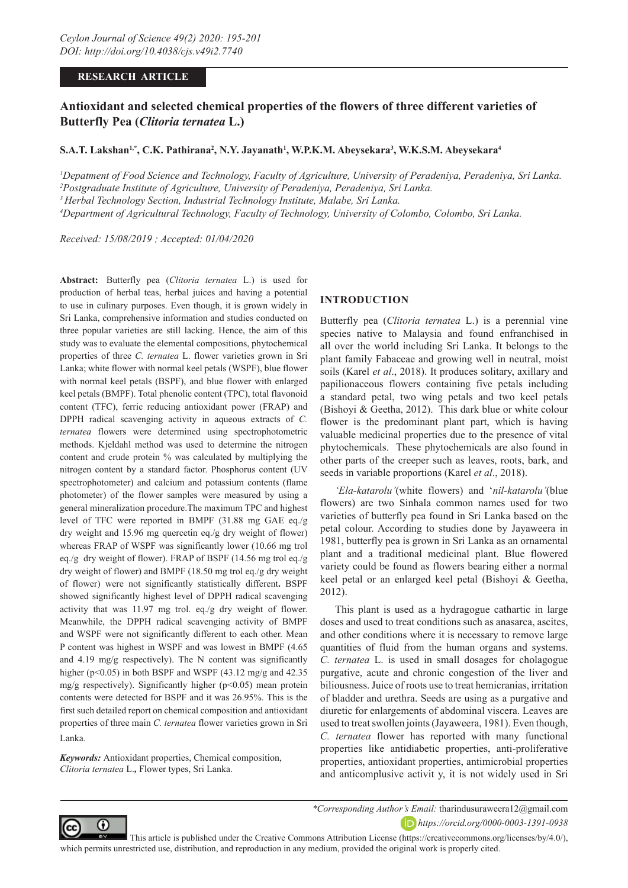**RESEARCH ARTICLE**

# Antioxidant and selected chemical properties of the flowers of three different varieties of Butterfly Pea (*Clitoria ternatea* L.)

**S.A.T. Lakshan[1,*], C.K. Pathirana[2], N.Y. Jayanath[1], W.P.K.M. Abeysekara[3], W.K.S.M. Abeysekara[4]**

*[1]Depatment of Food Science and Technology, Faculty of Agriculture, University of Peradeniya, Peradeniya, Sri Lanka.*
*[2]Postgraduate Institute of Agriculture, University of Peradeniya, Peradeniya, Sri Lanka.*
*[3]Herbal Technology Section, Industrial Technology Institute, Malabe, Sri Lanka.*
*[4]Department of Agricultural Technology, Faculty of Technology, University of Colombo, Colombo, Sri Lanka.*

*Received: 15/08/2019 ; Accepted: 01/04/2020*

**Abstract:** Butterfly pea (*Clitoria ternatea* L.) is used for production of herbal teas, herbal juices and having a potential to use in culinary purposes. Even though, it is grown widely in Sri Lanka, comprehensive information and studies conducted on three popular varieties are still lacking. Hence, the aim of this study was to evaluate the elemental compositions, phytochemical properties of three *C. ternatea* L. flower varieties grown in Sri Lanka; white flower with normal keel petals (WSPF), blue flower with normal keel petals (BSPF), and blue flower with enlarged keel petals (BMPF). Total phenolic content (TPC), total flavonoid content (TFC), ferric reducing antioxidant power (FRAP) and DPPH radical scavenging activity in aqueous extracts of *C. ternatea* flowers were determined using spectrophotometric methods. Kjeldahl method was used to determine the nitrogen content and crude protein % was calculated by multiplying the nitrogen content by a standard factor. Phosphorus content (UV spectrophotometer) and calcium and potassium contents (flame photometer) of the flower samples were measured by using a general mineralization procedure.The maximum TPC and highest level of TFC were reported in BMPF (31.88 mg GAE eq./g dry weight and 15.96 mg quercetin eq./g dry weight of flower) whereas FRAP of WSPF was significantly lower (10.66 mg trol eq./g dry weight of flower). FRAP of BSPF (14.56 mg trol eq./g dry weight of flower) and BMPF (18.50 mg trol eq./g dry weight of flower) were not significantly statistically different**.** BSPF showed significantly highest level of DPPH radical scavenging activity that was 11.97 mg trol. eq./g dry weight of flower. Meanwhile, the DPPH radical scavenging activity of BMPF and WSPF were not significantly different to each other. Mean P content was highest in WSPF and was lowest in BMPF (4.65 and 4.19 mg/g respectively). The N content was significantly higher ($p<0.05$) in both BSPF and WSPF (43.12 mg/g and 42.35 mg/g respectively). Significantly higher ($p<0.05$) mean protein contents were detected for BSPF and it was 26.95%. This is the first such detailed report on chemical composition and antioxidant properties of three main *C. ternatea* flower varieties grown in Sri Lanka.

***Keywords:*** Antioxidant properties, Chemical composition, *Clitoria ternatea* L.*,* Flower types, Sri Lanka.

## INTRODUCTION

Butterfly pea (*Clitoria ternatea* L.) is a perennial vine species native to Malaysia and found enfranchised in all over the world including Sri Lanka. It belongs to the plant family Fabaceae and growing well in neutral, moist soils (Karel *et al*., 2018). It produces solitary, axillary and papilionaceous flowers containing five petals including a standard petal, two wing petals and two keel petals (Bishoyi & Geetha, 2012). This dark blue or white colour flower is the predominant plant part, which is having valuable medicinal properties due to the presence of vital phytochemicals. These phytochemicals are also found in other parts of the creeper such as leaves, roots, bark, and seeds in variable proportions (Karel *et al*., 2018).

*'Ela-katarolu'*(white flowers) and '*nil-katarolu'*(blue flowers) are two Sinhala common names used for two varieties of butterfly pea found in Sri Lanka based on the petal colour. According to studies done by Jayaweera in 1981, butterfly pea is grown in Sri Lanka as an ornamental plant and a traditional medicinal plant. Blue flowered variety could be found as flowers bearing either a normal keel petal or an enlarged keel petal (Bishoyi & Geetha, 2012).

This plant is used as a hydragogue cathartic in large doses and used to treat conditions such as anasarca, ascites, and other conditions where it is necessary to remove large quantities of fluid from the human organs and systems. *C. ternatea* L. is used in small dosages for cholagogue purgative, acute and chronic congestion of the liver and biliousness. Juice of roots use to treat hemicranias, irritation of bladder and urethra. Seeds are using as a purgative and diuretic for enlargements of abdominal viscera. Leaves are used to treat swollen joints (Jayaweera, 1981). Even though, *C. ternatea* flower has reported with many functional properties like antidiabetic properties, anti-proliferative properties, antioxidant properties, antimicrobial properties and anticomplusive activit y, it is not widely used in Sri

*\*Corresponding Author's Email:* tharindusuraweera12@gmail.com
*https://orcid.org/0000-0003-1391-0938*

This article is published under the Creative Commons Attribution License (https://creativecommons.org/licenses/by/4.0/), which permits unrestricted use, distribution, and reproduction in any medium, provided the original work is properly cited.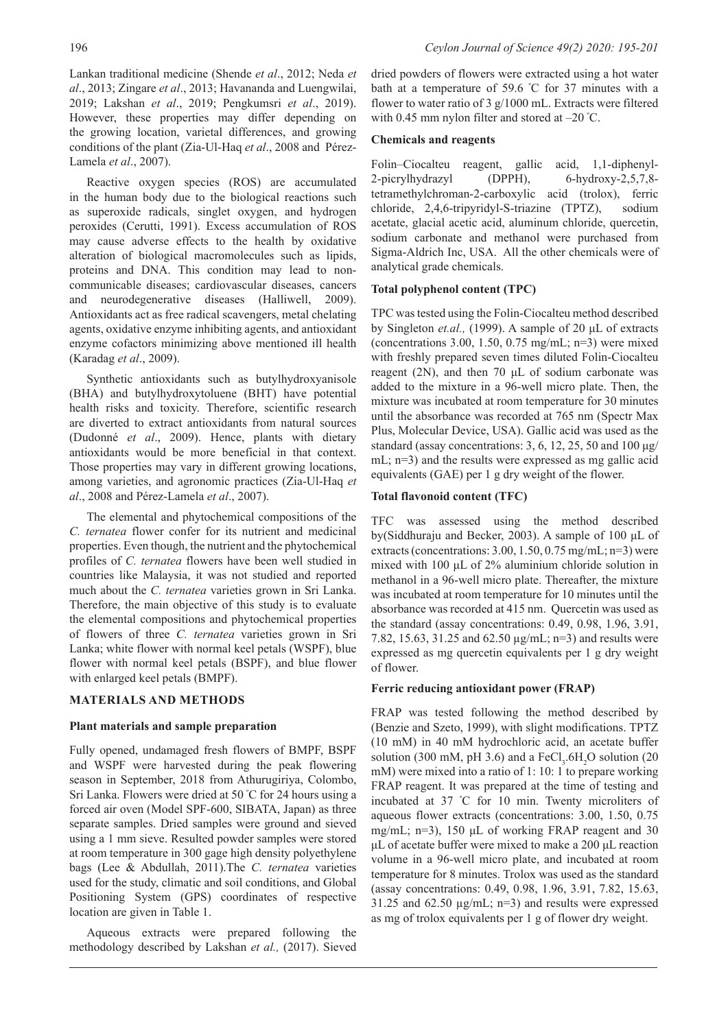Lankan traditional medicine (Shende *et al*., 2012; Neda *et al*., 2013; Zingare *et al*., 2013; Havananda and Luengwilai, 2019; Lakshan *et al*., 2019; Pengkumsri *et al*., 2019). However, these properties may differ depending on the growing location, varietal differences, and growing conditions of the plant (Zia-Ul-Haq *et al*., 2008 and Pérez-Lamela *et al*., 2007).

Reactive oxygen species (ROS) are accumulated in the human body due to the biological reactions such as superoxide radicals, singlet oxygen, and hydrogen peroxides (Cerutti, 1991). Excess accumulation of ROS may cause adverse effects to the health by oxidative alteration of biological macromolecules such as lipids, proteins and DNA. This condition may lead to non-communicable diseases; cardiovascular diseases, cancers and neurodegenerative diseases (Halliwell, 2009). Antioxidants act as free radical scavengers, metal chelating agents, oxidative enzyme inhibiting agents, and antioxidant enzyme cofactors minimizing above mentioned ill health (Karadag *et al*., 2009).

Synthetic antioxidants such as butylhydroxyanisole (BHA) and butylhydroxytoluene (BHT) have potential health risks and toxicity. Therefore, scientific research are diverted to extract antioxidants from natural sources (Dudonné *et al*., 2009). Hence, plants with dietary antioxidants would be more beneficial in that context. Those properties may vary in different growing locations, among varieties, and agronomic practices (Zia-Ul-Haq *et al*., 2008 and Pérez-Lamela *et al*., 2007).

The elemental and phytochemical compositions of the *C. ternatea* flower confer for its nutrient and medicinal properties. Even though, the nutrient and the phytochemical profiles of *C. ternatea* flowers have been well studied in countries like Malaysia, it was not studied and reported much about the *C. ternatea* varieties grown in Sri Lanka. Therefore, the main objective of this study is to evaluate the elemental compositions and phytochemical properties of flowers of three *C. ternatea* varieties grown in Sri Lanka; white flower with normal keel petals (WSPF), blue flower with normal keel petals (BSPF), and blue flower with enlarged keel petals (BMPF).

## MATERIALS AND METHODS

### Plant materials and sample preparation

Fully opened, undamaged fresh flowers of BMPF, BSPF and WSPF were harvested during the peak flowering season in September, 2018 from Athurugiriya, Colombo, Sri Lanka. Flowers were dried at 50 °C for 24 hours using a forced air oven (Model SPF-600, SIBATA, Japan) as three separate samples. Dried samples were ground and sieved using a 1 mm sieve. Resulted powder samples were stored at room temperature in 300 gage high density polyethylene bags (Lee & Abdullah, 2011).The *C. ternatea* varieties used for the study, climatic and soil conditions, and Global Positioning System (GPS) coordinates of respective location are given in Table 1.

Aqueous extracts were prepared following the methodology described by Lakshan *et al.,* (2017). Sieved dried powders of flowers were extracted using a hot water bath at a temperature of 59.6 °C for 37 minutes with a flower to water ratio of 3 g/1000 mL. Extracts were filtered with 0.45 mm nylon filter and stored at –20 °C.

### Chemicals and reagents

Folin–Ciocalteu reagent, gallic acid, 1,1-diphenyl-2-picrylhydrazyl (DPPH), 6-hydroxy-2,5,7,8-tetramethylchroman-2-carboxylic acid (trolox), ferric chloride, 2,4,6-tripyridyl-S-triazine (TPTZ), sodium acetate, glacial acetic acid, aluminum chloride, quercetin, sodium carbonate and methanol were purchased from Sigma-Aldrich Inc, USA. All the other chemicals were of analytical grade chemicals.

### Total polyphenol content (TPC)

TPC was tested using the Folin-Ciocalteu method described by Singleton *et.al.,* (1999). A sample of 20 μL of extracts (concentrations 3.00, 1.50, 0.75 mg/mL; n=3) were mixed with freshly prepared seven times diluted Folin-Ciocalteu reagent (2N), and then 70 μL of sodium carbonate was added to the mixture in a 96-well micro plate. Then, the mixture was incubated at room temperature for 30 minutes until the absorbance was recorded at 765 nm (Spectr Max Plus, Molecular Device, USA). Gallic acid was used as the standard (assay concentrations: 3, 6, 12, 25, 50 and 100 μg/mL; n=3) and the results were expressed as mg gallic acid equivalents (GAE) per 1 g dry weight of the flower.

### Total flavonoid content (TFC)

TFC was assessed using the method described by(Siddhuraju and Becker, 2003). A sample of 100 μL of extracts (concentrations: 3.00, 1.50, 0.75 mg/mL; n=3) were mixed with 100 μL of 2% aluminium chloride solution in methanol in a 96-well micro plate. Thereafter, the mixture was incubated at room temperature for 10 minutes until the absorbance was recorded at 415 nm. Quercetin was used as the standard (assay concentrations: 0.49, 0.98, 1.96, 3.91, 7.82, 15.63, 62.50 μg/mL; n=3) and results were expressed as mg quercetin equivalents per 1 g dry weight of flower.

### Ferric reducing antioxidant power (FRAP)

FRAP was tested following the method described by (Benzie and Szeto, 1999), with slight modifications. TPTZ (10 mM) in 40 mM hydrochloric acid, an acetate buffer solution (300 mM, pH 3.6) and a $FeCl_3.6H_2O$ solution (20 mM) were mixed into a ratio of 1: 10: 1 to prepare working FRAP reagent. It was prepared at the time of testing and incubated at 37 °C for 10 min. Twenty microliters of aqueous flower extracts (concentrations: 3.00, 1.50, 0.75 mg/mL; n=3), 150 μL of working FRAP reagent and 30 μL of acetate buffer were mixed to make a 200 μL reaction volume in a 96-well micro plate, and incubated at room temperature for 8 minutes. Trolox was used as the standard (assay concentrations: 0.49, 0.98, 1.96, 3.91, 7.82, 15.63, 31.25 and 62.50 μg/mL; n=3) and results were expressed as mg of trolox equivalents per 1 g of flower dry weight.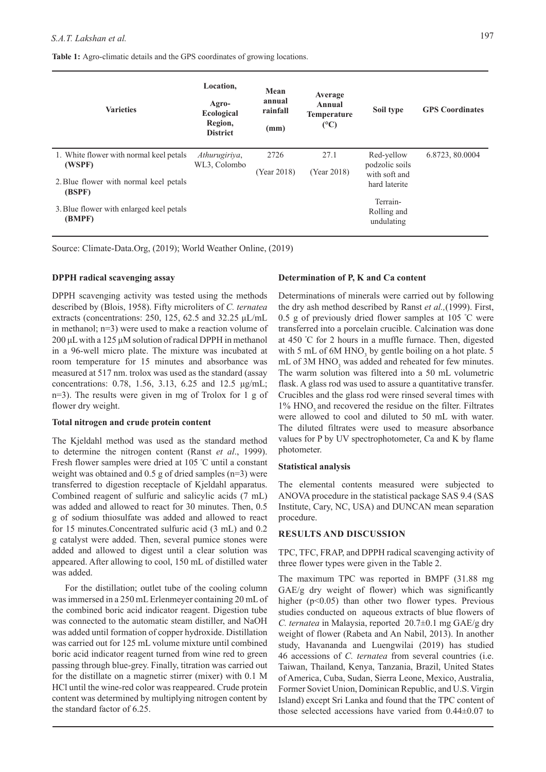**Table 1:** Agro-climatic details and the GPS coordinates of growing locations.

| Varieties | Location, Agro-Ecological Region, District | Mean annual rainfall (mm) | Average Annual Temperature (°C) | Soil type | GPS Coordinates |
|---|---|---|---|---|---|
| 1. White flower with normal keel petals **(WSPF)** | *Athurugiriya*, WL3, Colombo | 2726 (Year 2018) | 27.1 (Year 2018) | Red-yellow podzolic soils with soft and hard laterite | 6.8723, 80.0004 |
| 2. Blue flower with normal keel petals **(BSPF)** | | | | Terrain- Rolling and undulating | |
| 3. Blue flower with enlarged keel petals **(BMPF)** | | | | | |

Source: Climate-Data.Org, (2019); World Weather Online, (2019)

### DPPH radical scavenging assay

DPPH scavenging activity was tested using the methods described by (Blois, 1958). Fifty microliters of *C. ternatea* extracts (concentrations: 250, 125, 62.5 and 32.25 µL/mL in methanol; n=3) were used to make a reaction volume of 200 µL with a 125 µM solution of radical DPPH in methanol in a 96-well micro plate. The mixture was incubated at room temperature for 15 minutes and absorbance was measured at 517 nm. trolox was used as the standard (assay concentrations: 0.78, 1.56, 3.13, 6.25 and 12.5 µg/mL; n=3). The results were given in mg of Trolox for 1 g of flower dry weight.

### Total nitrogen and crude protein content

The Kjeldahl method was used as the standard method to determine the nitrogen content (Ranst *et al*., 1999). Fresh flower samples were dried at 105 °C until a constant weight was obtained and 0.5 g of dried samples (n=3) were transferred to digestion receptacle of Kjeldahl apparatus. Combined reagent of sulfuric and salicylic acids (7 mL) was added and allowed to react for 30 minutes. Then, 0.5 g of sodium thiosulfate was added and allowed to react for 15 minutes.Concentrated sulfuric acid (3 mL) and 0.2 g catalyst were added. Then, several pumice stones were added and allowed to digest until a clear solution was appeared. After allowing to cool, 150 mL of distilled water was added.

For the distillation; outlet tube of the cooling column was immersed in a 250 mL Erlenmeyer containing 20 mL of the combined boric acid indicator reagent. Digestion tube was connected to the automatic steam distiller, and NaOH was added until formation of copper hydroxide. Distillation was carried out for 125 mL volume mixture until combined boric acid indicator reagent turned from wine red to green passing through blue-grey. Finally, titration was carried out for the distillate on a magnetic stirrer (mixer) with 0.1 M HCl until the wine-red color was reappeared. Crude protein content was determined by multiplying nitrogen content by the standard factor of 6.25.

### Determination of P, K and Ca content

Determinations of minerals were carried out by following the dry ash method described by Ranst *et al.,*(1999). First, 0.5 g of previously dried flower samples at 105 °C were transferred into a porcelain crucible. Calcination was done at 450 °C for 2 hours in a muffle furnace. Then, digested with 5 mL of 6M $HNO_3$ by gentle boiling on a hot plate. 5 mL of 3M $HNO_3$ was added and reheated for few minutes. The warm solution was filtered into a 50 mL volumetric flask. A glass rod was used to assure a quantitative transfer. Crucibles and the glass rod were rinsed several times with 1% $HNO_3$ and recovered the residue on the filter. Filtrates were allowed to cool and diluted to 50 mL with water. The diluted filtrates were used to measure absorbance values for P by UV spectrophotometer, Ca and K by flame photometer.

### Statistical analysis

The elemental contents measured were subjected to ANOVA procedure in the statistical package SAS 9.4 (SAS Institute, Cary, NC, USA) and DUNCAN mean separation procedure.

## RESULTS AND DISCUSSION

TPC, TFC, FRAP, and DPPH radical scavenging activity of three flower types were given in the Table 2.

The maximum TPC was reported in BMPF (31.88 mg GAE/g dry weight of flower) which was significantly higher ($p<0.05$) than other two flower types. Previous studies conducted on aqueous extracts of blue flowers of *C. ternatea* in Malaysia, reported 20.7±0.1 mg GAE/g dry weight of flower (Rabeta and An Nabil, 2013). In another study, Havananda and Luengwilai (2019) has studied 46 accessions of *C. ternatea* from several countries (i.e. Taiwan, Thailand, Kenya, Tanzania, Brazil, United States of America, Cuba, Sudan, Sierra Leone, Mexico, Australia, Former Soviet Union, Dominican Republic, and U.S. Virgin Island) except Sri Lanka and found that the TPC content of those selected accessions have varied from 0.44±0.07 to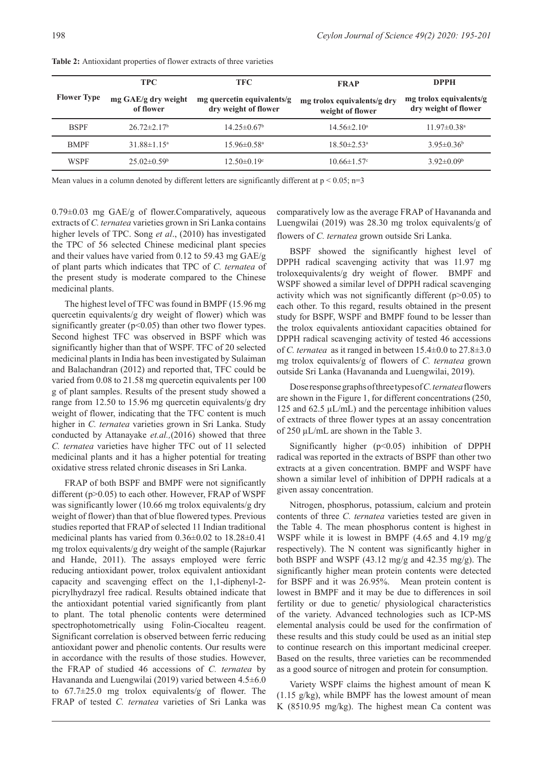**Table 2:** Antioxidant properties of flower extracts of three varieties

| Flower Type | TPC | TFC | FRAP | DPPH |
|---|---|---|---|---|
| | mg GAE/g dry weight of flower | mg quercetin equivalents/g dry weight of flower | mg trolox equivalents/g dry weight of flower | mg trolox equivalents/g dry weight of flower |
| BSPF | 26.72±2.17[b] | 14.25±0.67[b] | 14.56±2.10[a] | 11.97±0.38[a] |
| BMPF | 31.88±1.15[a] | 15.96±0.58[a] | 18.50±2.53[a] | 3.95±0.36[b] |
| WSPF | 25.02±0.59[b] | 12.50±0.19[c] | 10.66±1.57[c] | 3.92±0.09[b] |

Mean values in a column denoted by different letters are significantly different at $p < 0.05$; n=3

0.79±0.03 mg GAE/g of flower.Comparatively, aqueous extracts of *C. ternatea* varieties grown in Sri Lanka contains higher levels of TPC. Song *et al*., (2010) has investigated the TPC of 56 selected Chinese medicinal plant species and their values have varied from 0.12 to 59.43 mg GAE/g of plant parts which indicates that TPC of *C. ternatea* of the present study is moderate compared to the Chinese medicinal plants.

The highest level of TFC was found in BMPF (15.96 mg quercetin equivalents/g dry weight of flower) which was significantly greater ($p<0.05$) than other two flower types. Second highest TFC was observed in BSPF which was significantly higher than that of WSPF. TFC of 20 selected medicinal plants in India has been investigated by Sulaiman and Balachandran (2012) and reported that, TFC could be varied from 0.08 to 21.58 mg quercetin equivalents per 100 g of plant samples. Results of the present study showed a range from 12.50 to 15.96 mg quercetin equivalents/g dry weight of flower, indicating that the TFC content is much higher in *C. ternatea* varieties grown in Sri Lanka. Study conducted by Attanayake *et.al.,*(2016) showed that three *C. ternatea* varieties have higher TFC out of 11 selected medicinal plants and it has a higher potential for treating oxidative stress related chronic diseases in Sri Lanka.

FRAP of both BSPF and BMPF were not significantly different ($p>0.05$) to each other. However, FRAP of WSPF was significantly lower (10.66 mg trolox equivalents/g dry weight of flower) than that of blue flowered types. Previous studies reported that FRAP of selected 11 Indian traditional medicinal plants has varied from 0.36±0.02 to 18.28±0.41 mg trolox equivalents/g dry weight of the sample (Rajurkar and Hande, 2011). The assays employed were ferric reducing antioxidant power, trolox equivalent antioxidant capacity and scavenging effect on the 1,1-diphenyl-2-picrylhydrazyl free radical. Results obtained indicate that the antioxidant potential varied significantly from plant to plant. The total phenolic contents were determined spectrophotometrically using Folin-Ciocalteu reagent. Significant correlation is observed between ferric reducing antioxidant power and phenolic contents. Our results were in accordance with the results of those studies. However, the FRAP of studied 46 accessions of *C. ternatea* by Havananda and Luengwilai (2019) varied between 4.5±6.0 to 67.7±25.0 mg trolox equivalents/g of flower. The FRAP of tested *C. ternatea* varieties of Sri Lanka was comparatively low as the average FRAP of Havananda and Luengwilai (2019) was 28.30 mg trolox equivalents/g of flowers of *C. ternatea* grown outside Sri Lanka.

BSPF showed the significantly highest level of DPPH radical scavenging activity that was 11.97 mg troloxequivalents/g dry weight of flower. BMPF and WSPF showed a similar level of DPPH radical scavenging activity which was not significantly different ($p>0.05$) to each other. To this regard, results obtained in the present study for BSPF, WSPF and BMPF found to be lesser than the trolox equivalents antioxidant capacities obtained for DPPH radical scavenging activity of tested 46 accessions of *C. ternatea* as it ranged in between 15.4±0.0 to 27.8±3.0 mg trolox equivalents/g of flowers of *C. ternatea* grown outside Sri Lanka (Havananda and Luengwilai, 2019).

Dose response graphs of three types of *C. ternatea* flowers are shown in the Figure 1, for different concentrations (250, 125 and 62.5 µL/mL) and the percentage inhibition values of extracts of three flower types at an assay concentration of 250 µL/mL are shown in the Table 3.

Significantly higher ($p<0.05$) inhibition of DPPH radical was reported in the extracts of BSPF than other two extracts at a given concentration. BMPF and WSPF have shown a similar level of inhibition of DPPH radicals at a given assay concentration.

Nitrogen, phosphorus, potassium, calcium and protein contents of three *C. ternatea* varieties tested are given in the Table 4. The mean phosphorus content is highest in WSPF while it is lowest in BMPF (4.65 and 4.19 mg/g respectively). The N content was significantly higher in both BSPF and WSPF (43.12 mg/g and 42.35 mg/g). The significantly higher mean protein contents were detected for BSPF and it was 26.95%. Mean protein content is lowest in BMPF and it may be due to differences in soil fertility or due to genetic/ physiological characteristics of the variety. Advanced technologies such as ICP-MS elemental analysis could be used for the confirmation of these results and this study could be used as an initial step to continue research on this important medicinal creeper. Based on the results, three varieties can be recommended as a good source of nitrogen and protein for consumption.

Variety WSPF claims the highest amount of mean K (1.15 g/kg), while BMPF has the lowest amount of mean K (8510.95 mg/kg). The highest mean Ca content was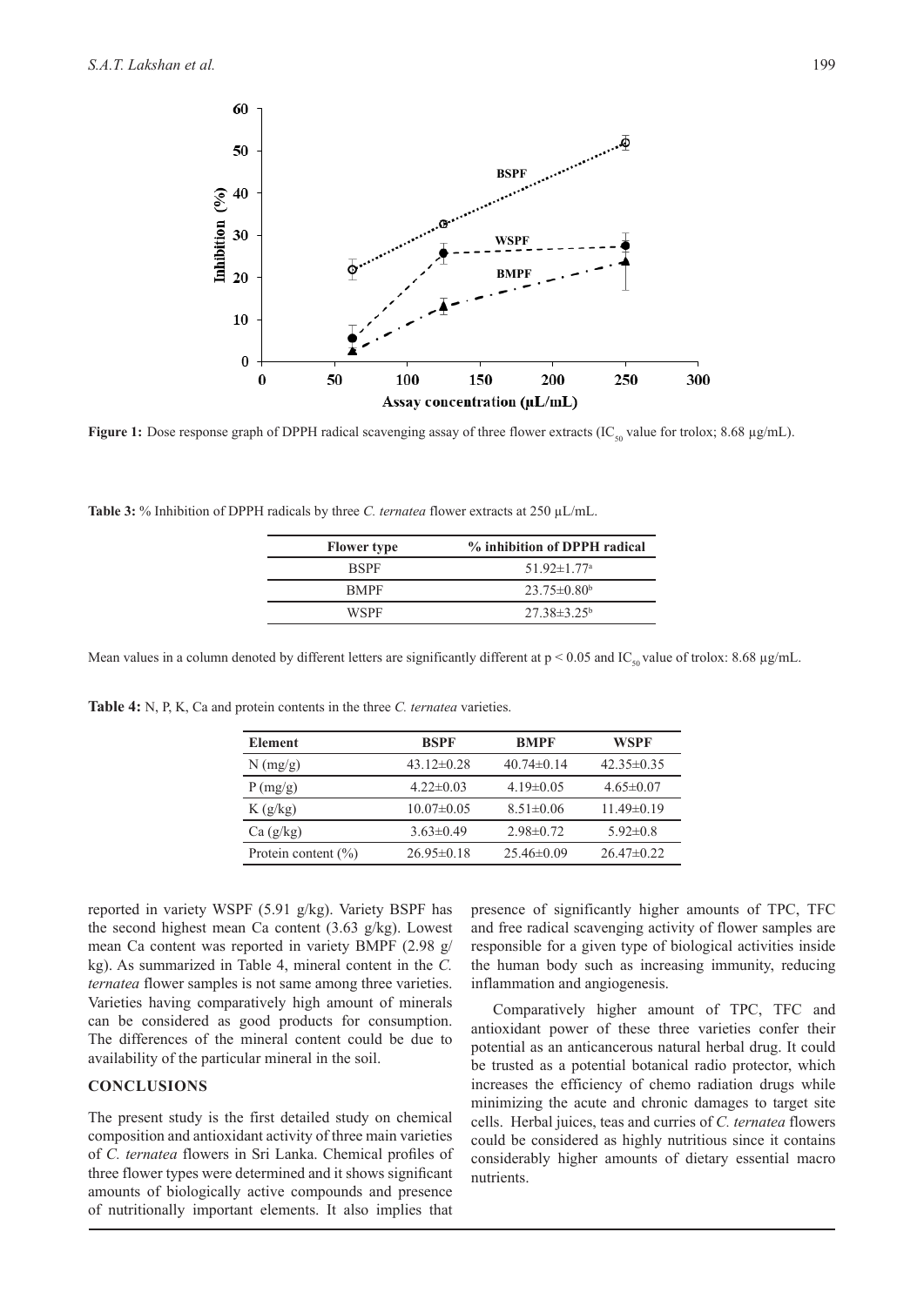**Figure 1:** Dose response graph of DPPH radical scavenging assay of three flower extracts ($IC_{50}$ value for trolox; 8.68 µg/mL).

**Table 3:** % Inhibition of DPPH radicals by three *C. ternatea* flower extracts at 250 µL/mL.

| Flower type | % inhibition of DPPH radical |
|---|---|
| BSPF | 51.92±1.77[a] |
| BMPF | 23.75±0.80[b] |
| WSPF | 27.38±3.25[b] |

Mean values in a column denoted by different letters are significantly different at $p < 0.05$ and $IC_{50}$ value of trolox: 8.68 µg/mL.

**Table 4:** N, P, K, Ca and protein contents in the three *C. ternatea* varieties.

| Element | BSPF | BMPF | WSPF |
|---|---|---|---|
| N (mg/g) | 43.12±0.28 | 40.74±0.14 | 42.35±0.35 |
| P (mg/g) | 4.22±0.03 | 4.19±0.05 | 4.65±0.07 |
| K (g/kg) | 10.07±0.05 | 8.51±0.06 | 11.49±0.19 |
| Ca (g/kg) | 3.63±0.49 | 2.98±0.72 | 5.92±0.8 |
| Protein content (%) | 26.95±0.18 | 25.46±0.09 | 26.47±0.22 |

reported in variety WSPF (5.91 g/kg). Variety BSPF has the second highest mean Ca content (3.63 g/kg). Lowest mean Ca content was reported in variety BMPF (2.98 g/kg). As summarized in Table 4, mineral content in the *C. ternatea* flower samples is not same among three varieties. Varieties having comparatively high amount of minerals can be considered as good products for consumption. The differences of the mineral content could be due to availability of the particular mineral in the soil.

## CONCLUSIONS

The present study is the first detailed study on chemical composition and antioxidant activity of three main varieties of *C. ternatea* flowers in Sri Lanka. Chemical profiles of three flower types were determined and it shows significant amounts of biologically active compounds and presence of nutritionally important elements. It also implies that presence of significantly higher amounts of TPC, TFC and free radical scavenging activity of flower samples are responsible for a given type of biological activities inside the human body such as increasing immunity, reducing inflammation and angiogenesis.

Comparatively higher amount of TPC, TFC and antioxidant power of these three varieties confer their potential as an anticancerous natural herbal drug. It could be trusted as a potential botanical radio protector, which increases the efficiency of chemo radiation drugs while minimizing the acute and chronic damages to target site cells. Herbal juices, teas and curries of *C. ternatea* flowers could be considered as highly nutritious since it contains considerably higher amounts of dietary essential macro nutrients.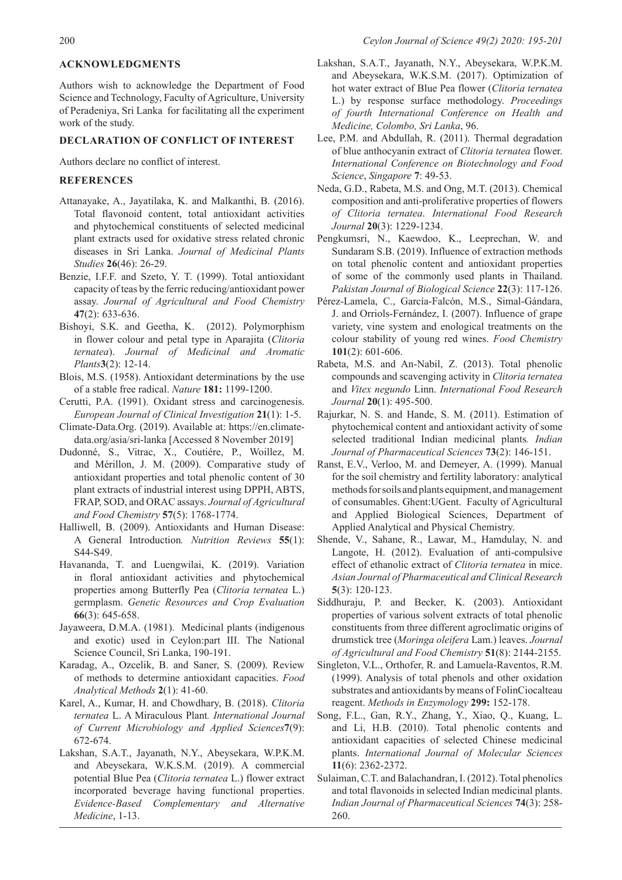## ACKNOWLEDGMENTS

Authors wish to acknowledge the Department of Food Science and Technology, Faculty of Agriculture, University of Peradeniya, Sri Lanka for facilitating all the experiment work of the study.

## DECLARATION OF CONFLICT OF INTEREST

Authors declare no conflict of interest.

## REFERENCES

Attanayake, A., Jayatilaka, K. and Malkanthi, B. (2016). Total flavonoid content, total antioxidant activities and phytochemical constituents of selected medicinal plant extracts used for oxidative stress related chronic diseases in Sri Lanka. *Journal of Medicinal Plants Studies* **26**(46): 26-29.

Benzie, I.F.F. and Szeto, Y. T. (1999). Total antioxidant capacity of teas by the ferric reducing/antioxidant power assay. *Journal of Agricultural and Food Chemistry* **47**(2): 633-636.

Bishoyi, S.K. and Geetha, K. (2012). Polymorphism in flower colour and petal type in Aparajita (*Clitoria ternatea*). *Journal of Medicinal and Aromatic Plants***3**(2): 12-14.

Blois, M.S. (1958). Antioxidant determinations by the use of a stable free radical. *Nature* **181:** 1199-1200.

Cerutti, P.A. (1991). Oxidant stress and carcinogenesis. *European Journal of Clinical Investigation* **21**(1): 1-5.

Climate-Data.Org. (2019). Available at: https://en.climate-data.org/asia/sri-lanka [Accessed 8 November 2019]

Dudonné, S., Vitrac, X., Coutiére, P., Woillez, M. and Mérillon, J. M. (2009). Comparative study of antioxidant properties and total phenolic content of 30 plant extracts of industrial interest using DPPH, ABTS, FRAP, SOD, and ORAC assays. *Journal of Agricultural and Food Chemistry* **57**(5): 1768-1774.

Halliwell, B. (2009). Antioxidants and Human Disease: A General Introduction*. Nutrition Reviews* **55**(1): S44-S49.

Havananda, T. and Luengwilai, K. (2019). Variation in floral antioxidant activities and phytochemical properties among Butterfly Pea (*Clitoria ternatea* L.) germplasm. *Genetic Resources and Crop Evaluation* **66**(3): 645-658.

Jayaweera, D.M.A. (1981). Medicinal plants (indigenous and exotic) used in Ceylon:part III. The National Science Council, Sri Lanka, 190-191.

Karadag, A., Ozcelik, B. and Saner, S. (2009). Review of methods to determine antioxidant capacities. *Food Analytical Methods* **2**(1): 41-60.

Karel, A., Kumar, H. and Chowdhary, B. (2018). *Clitoria ternatea* L. A Miraculous Plant*. International Journal of Current Microbiology and Applied Sciences***7**(9): 672-674.

Lakshan, S.A.T., Jayanath, N.Y., Abeysekara, W.P.K.M. and Abeysekara, W.K.S.M. (2019). A commercial potential Blue Pea (*Clitoria ternatea* L.) flower extract incorporated beverage having functional properties. *Evidence-Based Complementary and Alternative Medicine*, 1-13.

Lakshan, S.A.T., Jayanath, N.Y., Abeysekara, W.P.K.M. and Abeysekara, W.K.S.M. (2017). Optimization of hot water extract of Blue Pea flower (*Clitoria ternatea* L.) by response surface methodology. *Proceedings of fourth International Conference on Health and Medicine, Colombo, Sri Lanka*, 96.

Lee, P.M. and Abdullah, R. (2011). Thermal degradation of blue anthocyanin extract of *Clitoria ternatea* flower. *International Conference on Biotechnology and Food Science*, *Singapore* **7**: 49-53.

Neda, G.D., Rabeta, M.S. and Ong, M.T. (2013). Chemical composition and anti-proliferative properties of flowers *of Clitoria ternatea*. *International Food Research Journal* **20**(3): 1229-1234.

Pengkumsri, N., Kaewdoo, K., Leeprechan, W. and Sundaram S.B. (2019). Influence of extraction methods on total phenolic content and antioxidant properties of some of the commonly used plants in Thailand. *Pakistan Journal of Biological Science* **22**(3): 117-126.

Pérez-Lamela, C., García-Falcón, M.S., Simal-Gándara, J. and Orriols-Fernández, I. (2007). Influence of grape variety, vine system and enological treatments on the colour stability of young red wines. *Food Chemistry* **101**(2): 601-606.

Rabeta, M.S. and An-Nabil, Z. (2013). Total phenolic compounds and scavenging activity in *Clitoria ternatea* and *Vitex negundo* Linn. *International Food Research Journal* **20**(1): 495-500.

Rajurkar, N. S. and Hande, S. M. (2011). Estimation of phytochemical content and antioxidant activity of some selected traditional Indian medicinal plants*. Indian Journal of Pharmaceutical Sciences* **73**(2): 146-151.

Ranst, E.V., Verloo, M. and Demeyer, A. (1999). Manual for the soil chemistry and fertility laboratory: analytical methods for soils and plants equipment, and management of consumables. Ghent:UGent. Faculty of Agricultural and Applied Biological Sciences, Department of Applied Analytical and Physical Chemistry.

Shende, V., Sahane, R., Lawar, M., Hamdulay, N. and Langote, H. (2012). Evaluation of anti-compulsive effect of ethanolic extract of *Clitoria ternatea* in mice. *Asian Journal of Pharmaceutical and Clinical Research* **5**(3): 120-123.

Siddhuraju, P. and Becker, K. (2003). Antioxidant properties of various solvent extracts of total phenolic constituents from three different agroclimatic origins of drumstick tree (*Moringa oleifera* Lam.) leaves. *Journal of Agricultural and Food Chemistry* **51**(8): 2144-2155.

Singleton, V.L., Orthofer, R. and Lamuela-Raventos, R.M. (1999). Analysis of total phenols and other oxidation substrates and antioxidants by means of FolinCiocalteau reagent. *Methods in Enzymology* **299:** 152-178.

Song, F.L., Gan, R.Y., Zhang, Y., Xiao, Q., Kuang, L. and Li, H.B. (2010). Total phenolic contents and antioxidant capacities of selected Chinese medicinal plants. *International Journal of Molecular Sciences* **11**(6): 2362-2372.

Sulaiman, C.T. and Balachandran, I. (2012). Total phenolics and total flavonoids in selected Indian medicinal plants. *Indian Journal of Pharmaceutical Sciences* **74**(3): 258-260.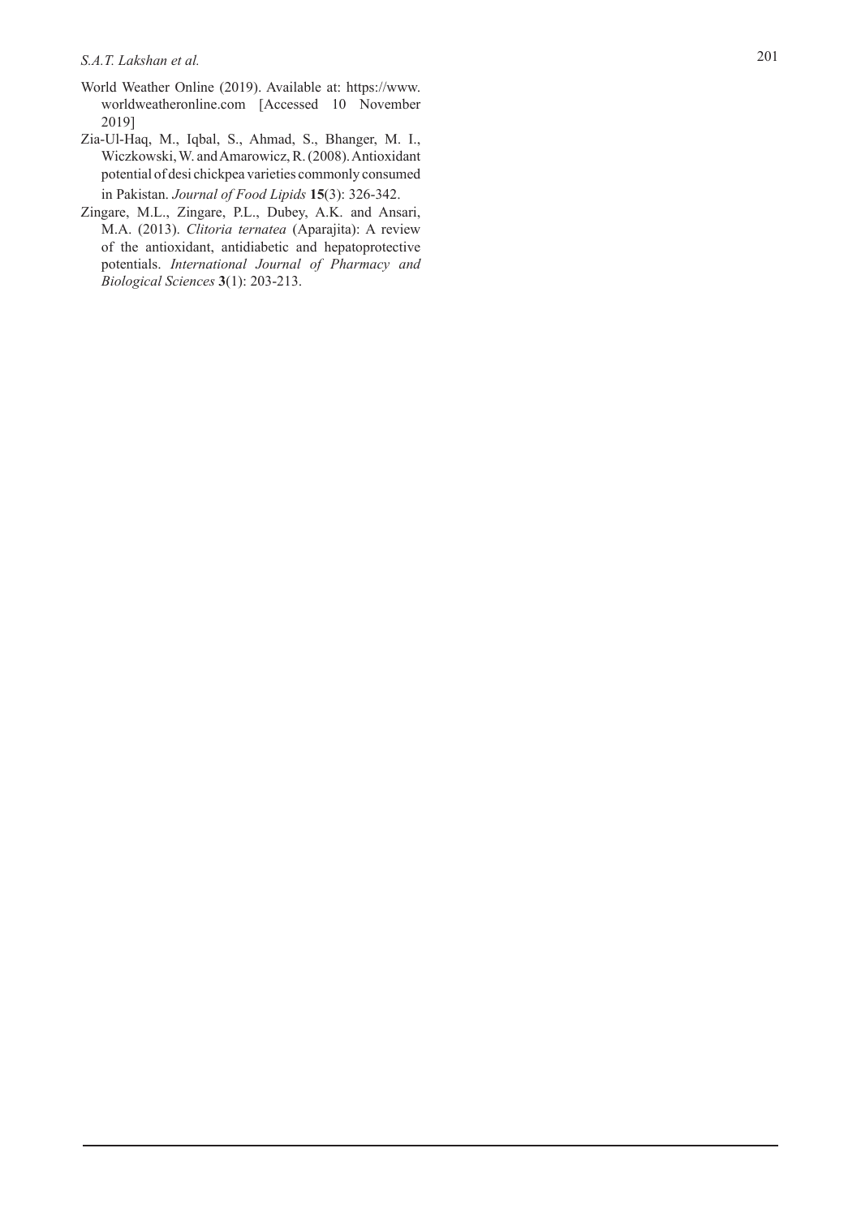World Weather Online (2019). Available at: https://www.worldweatheronline.com [Accessed 10 November 2019]

Zia-Ul-Haq, M., Iqbal, S., Ahmad, S., Bhanger, M. I., Wiczkowski, W. and Amarowicz, R. (2008). Antioxidant potential of desi chickpea varieties commonly consumed in Pakistan. *Journal of Food Lipids* **15**(3): 326-342.

Zingare, M.L., Zingare, P.L., Dubey, A.K. and Ansari, M.A. (2013). *Clitoria ternatea* (Aparajita): A review of the antioxidant, antidiabetic and hepatoprotective potentials. *International Journal of Pharmacy and Biological Sciences* **3**(1): 203-213.